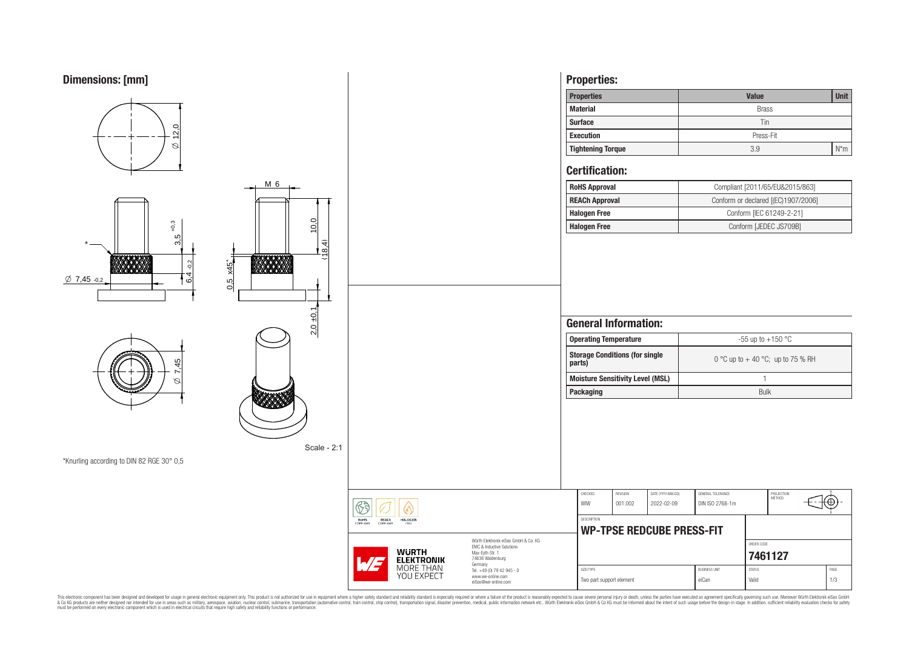## Dimensions: [mm]

Ø 12,0

M 6

10,0

(18,4)

3,5 +0,3

6,4 -0,2

Ø 7,45 -0,2

0,5 x45°

2,0 ±0,1

Ø 7,45

Scale - 2:1

*Knurling according to DIN 82 RGE 30° 0,5

## Properties:

| Properties | Value | Unit |
|---|---|---|
| Material | Brass | |
| Surface | Tin | |
| Execution | Press-Fit | |
| Tightening Torque | 3.9 | N*m |

## Certification:

| | |
|---|---|
| RoHS Approval | Compliant [2011/65/EU&2015/863] |
| REACh Approval | Conform or declared [(EC)1907/2006] |
| Halogen Free | Conform [IEC 61249-2-21] |
| Halogen Free | Conform [JEDEC JS709B] |

## General Information:

| | |
|---|---|
| Operating Temperature | -55 up to +150 °C |
| Storage Conditions (for single parts) | 0 °C up to + 40 °C; up to 75 % RH |
| Moisture Sensitivity Level (MSL) | 1 |
| Packaging | Bulk |

| CHECKED | REVISION | DATE (YYYY-MM-DD) | GENERAL TOLERANCE | PROJECTION METHOD |
|---|---|---|---|---|
| WIW | 001.002 | 2022-02-09 | DIN ISO 2768-1m | |

DESCRIPTION: **WP-TPSE REDCUBE PRESS-FIT**

ORDER CODE: **7461127**

| SIZE/TYPE | BUSINESS UNIT | STATUS | PAGE |
|---|---|---|---|
| Two part support element | eiCan | Valid | 1/3 |

RoHS COMPLIANT · REACh COMPLIANT · HALOGEN FREE

WÜRTH ELEKTRONIK MORE THAN YOU EXPECT

Würth Elektronik eiSos GmbH & Co. KG
EMC & Inductive Solutions
Max-Eyth-Str. 1
74638 Waldenburg
Germany
Tel. +49 (0) 79 42 945 - 0
www.we-online.com
eiSos@we-online.com

This electronic component has been designed and developed for usage in general electronic equipment only. This product is not authorized for use in equipment where a higher safety standard and reliability standard is especially required or where a failure of the product is reasonably expected to cause severe personal injury or death, unless the parties have executed an agreement specifically governing such use. Moreover Würth Elektronik eiSos GmbH & Co KG products are neither designed nor intended for use in areas such as military, aerospace, aviation, nuclear control, submarine, transportation (automotive control, train control, ship control), transportation signal, disaster prevention, medical, public information network etc.. Würth Elektronik eiSos GmbH & Co KG must be informed about the intent of such usage before the design-in stage. In addition, sufficient reliability evaluation checks for safety must be performed on every electronic component which is used in electrical circuits that require high safety and reliability functions or performance.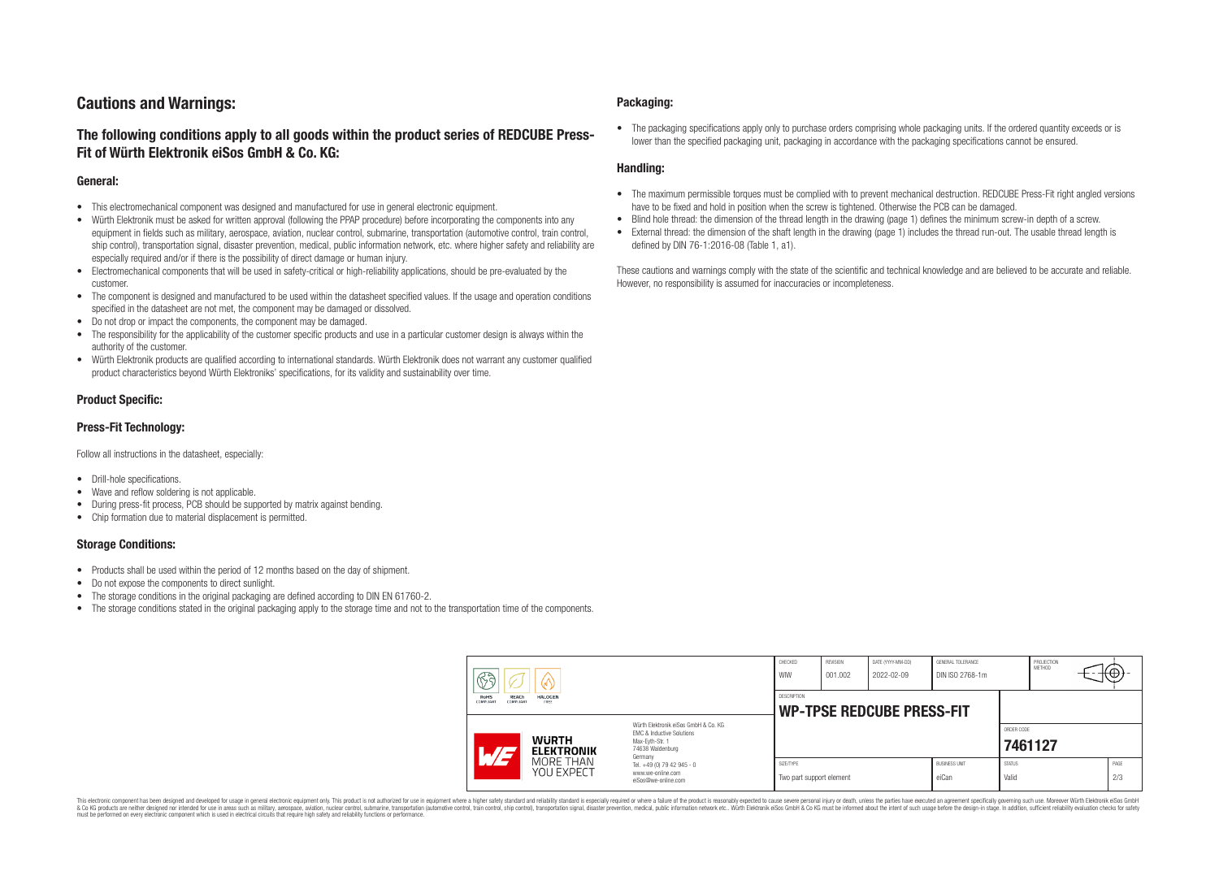# Cautions and Warnings:

## The following conditions apply to all goods within the product series of REDCUBE Press-Fit of Würth Elektronik eiSos GmbH & Co. KG:

### General:

- This electromechanical component was designed and manufactured for use in general electronic equipment.
- Würth Elektronik must be asked for written approval (following the PPAP procedure) before incorporating the components into any equipment in fields such as military, aerospace, aviation, nuclear control, submarine, transportation (automotive control, train control, ship control), transportation signal, disaster prevention, medical, public information network, etc. where higher safety and reliability are especially required and/or if there is the possibility of direct damage or human injury.
- Electromechanical components that will be used in safety-critical or high-reliability applications, should be pre-evaluated by the customer.
- The component is designed and manufactured to be used within the datasheet specified values. If the usage and operation conditions specified in the datasheet are not met, the component may be damaged or dissolved.
- Do not drop or impact the components, the component may be damaged.
- The responsibility for the applicability of the customer specific products and use in a particular customer design is always within the authority of the customer.
- Würth Elektronik products are qualified according to international standards. Würth Elektronik does not warrant any customer qualified product characteristics beyond Würth Elektroniks' specifications, for its validity and sustainability over time.

### Product Specific:

### Press-Fit Technology:

Follow all instructions in the datasheet, especially:

- Drill-hole specifications.
- Wave and reflow soldering is not applicable.
- During press-fit process, PCB should be supported by matrix against bending.
- Chip formation due to material displacement is permitted.

### Storage Conditions:

- Products shall be used within the period of 12 months based on the day of shipment.
- Do not expose the components to direct sunlight.
- The storage conditions in the original packaging are defined according to DIN EN 61760-2.
- The storage conditions stated in the original packaging apply to the storage time and not to the transportation time of the components.

### Packaging:

- The packaging specifications apply only to purchase orders comprising whole packaging units. If the ordered quantity exceeds or is lower than the specified packaging unit, packaging in accordance with the packaging specifications cannot be ensured.

### Handling:

- The maximum permissible torques must be complied with to prevent mechanical destruction. REDCUBE Press-Fit right angled versions have to be fixed and hold in position when the screw is tightened. Otherwise the PCB can be damaged.
- Blind hole thread: the dimension of the thread length in the drawing (page 1) defines the minimum screw-in depth of a screw.
- External thread: the dimension of the shaft length in the drawing (page 1) includes the thread run-out. The usable thread length is defined by DIN 76-1:2016-08 (Table 1, a1).

These cautions and warnings comply with the state of the scientific and technical knowledge and are believed to be accurate and reliable. However, no responsibility is assumed for inaccuracies or incompleteness.

| CHECKED | REVISION | DATE (YYYY-MM-DD) | GENERAL TOLERANCE | PROJECTION METHOD |
|---|---|---|---|---|
| WIW | 001.002 | 2022-02-09 | DIN ISO 2768-1m | |

| DESCRIPTION | ORDER CODE |
|---|---|
| WP-TPSE REDCUBE PRESS-FIT | 7461127 |

| SIZE/TYPE | BUSINESS UNIT | STATUS | PAGE |
|---|---|---|---|
| Two part support element | eiCan | Valid | 2/3 |

Würth Elektronik eiSos GmbH & Co. KG
EMC & Inductive Solutions
Max-Eyth-Str. 1
74638 Waldenburg
Germany
Tel. +49 (0) 79 42 945 - 0
www.we-online.com
eiSos@we-online.com

This electronic component has been designed and developed for usage in general electronic equipment only. This product is not authorized for use in equipment where a higher safety standard and reliability standard is especially required or where a failure of the product is reasonably expected to cause severe personal injury or death, unless the parties have executed an agreement specifically governing such use. Moreover Würth Elektronik eiSos GmbH & Co KG products are neither designed nor intended for use in areas such as military, aerospace, aviation, nuclear control, submarine, transportation (automotive control, train control, ship control), transportation signal, disaster prevention, medical, public information network etc.. Würth Elektronik eiSos GmbH & Co KG must be informed about the intent of such usage before the design-in stage. In addition, sufficient reliability evaluation checks for safety must be performed on every electronic component which is used in electrical circuits that require high safety and reliability functions or performance.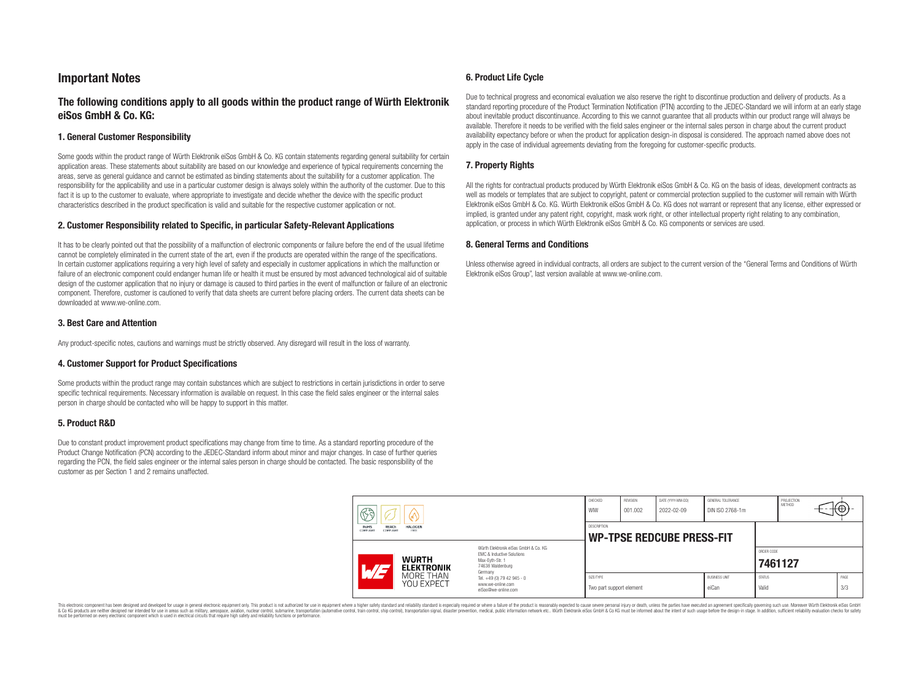# Important Notes

## The following conditions apply to all goods within the product range of Würth Elektronik eiSos GmbH & Co. KG:

### 1. General Customer Responsibility

Some goods within the product range of Würth Elektronik eiSos GmbH & Co. KG contain statements regarding general suitability for certain application areas. These statements about suitability are based on our knowledge and experience of typical requirements concerning the areas, serve as general guidance and cannot be estimated as binding statements about the suitability for a customer application. The responsibility for the applicability and use in a particular customer design is always solely within the authority of the customer. Due to this fact it is up to the customer to evaluate, where appropriate to investigate and decide whether the device with the specific product characteristics described in the product specification is valid and suitable for the respective customer application or not.

### 2. Customer Responsibility related to Specific, in particular Safety-Relevant Applications

It has to be clearly pointed out that the possibility of a malfunction of electronic components or failure before the end of the usual lifetime cannot be completely eliminated in the current state of the art, even if the products are operated within the range of the specifications. In certain customer applications requiring a very high level of safety and especially in customer applications in which the malfunction or failure of an electronic component could endanger human life or health it must be ensured by most advanced technological aid of suitable design of the customer application that no injury or damage is caused to third parties in the event of malfunction or failure of an electronic component. Therefore, customer is cautioned to verify that data sheets are current before placing orders. The current data sheets can be downloaded at www.we-online.com.

### 3. Best Care and Attention

Any product-specific notes, cautions and warnings must be strictly observed. Any disregard will result in the loss of warranty.

### 4. Customer Support for Product Specifications

Some products within the product range may contain substances which are subject to restrictions in certain jurisdictions in order to serve specific technical requirements. Necessary information is available on request. In this case the field sales engineer or the internal sales person in charge should be contacted who will be happy to support in this matter.

### 5. Product R&D

Due to constant product improvement product specifications may change from time to time. As a standard reporting procedure of the Product Change Notification (PCN) according to the JEDEC-Standard inform about minor and major changes. In case of further queries regarding the PCN, the field sales engineer or the internal sales person in charge should be contacted. The basic responsibility of the customer as per Section 1 and 2 remains unaffected.

### 6. Product Life Cycle

Due to technical progress and economical evaluation we also reserve the right to discontinue production and delivery of products. As a standard reporting procedure of the Product Termination Notification (PTN) according to the JEDEC-Standard we will inform at an early stage about inevitable product discontinuance. According to this we cannot guarantee that all products within our product range will always be available. Therefore it needs to be verified with the field sales engineer or the internal sales person in charge about the current product availability expectancy before or when the product for application design-in disposal is considered. The approach named above does not apply in the case of individual agreements deviating from the foregoing for customer-specific products.

### 7. Property Rights

All the rights for contractual products produced by Würth Elektronik eiSos GmbH & Co. KG on the basis of ideas, development contracts as well as models or templates that are subject to copyright, patent or commercial protection supplied to the customer will remain with Würth Elektronik eiSos GmbH & Co. KG. Würth Elektronik eiSos GmbH & Co. KG does not warrant or represent that any license, either expressed or implied, is granted under any patent right, copyright, mask work right, or other intellectual property right relating to any combination, application, or process in which Würth Elektronik eiSos GmbH & Co. KG components or services are used.

### 8. General Terms and Conditions

Unless otherwise agreed in individual contracts, all orders are subject to the current version of the "General Terms and Conditions of Würth Elektronik eiSos Group", last version available at www.we-online.com.

| | | | | | | |
|---|---|---|---|---|---|---|
| RoHS COMPLIANT / REACh COMPLIANT / HALOGEN FREE | CHECKED: WIW | REVISION: 001.002 | DATE (YYYY-MM-DD): 2022-02-09 | GENERAL TOLERANCE: DIN ISO 2768-1m | PROJECTION METHOD | |
| | DESCRIPTION: WP-TPSE REDCUBE PRESS-FIT | | | | | |
| WÜRTH ELEKTRONIK MORE THAN YOU EXPECT — Würth Elektronik eiSos GmbH & Co. KG, EMC & Inductive Solutions, Max-Eyth-Str. 1, 74638 Waldenburg, Germany, Tel. +49 (0) 79 42 945 - 0, www.we-online.com, eiSos@we-online.com | | | | | ORDER CODE: 7461127 | |
| | SIZE/TYPE: Two part support element | | | BUSINESS UNIT: eiCan | STATUS: Valid | PAGE: 3/3 |

This electronic component has been designed and developed for usage in general electronic equipment only. This product is not authorized for use in equipment where a higher safety standard and reliability standard is especially required or where a failure of the product is reasonably expected to cause severe personal injury or death, unless the parties have executed an agreement specifically governing such use. Moreover Würth Elektronik eiSos GmbH & Co KG products are neither designed nor intended for use in areas such as military, aerospace, aviation, nuclear control, submarine, transportation (automotive control, train control, ship control), transportation signal, disaster prevention, medical, public information network etc.. Würth Elektronik eiSos GmbH & Co KG must be informed about the intent of such usage before the design-in stage. In addition, sufficient reliability evaluation checks for safety must be performed on every electronic component which is used in electrical circuits that require high safety and reliability functions or performance.